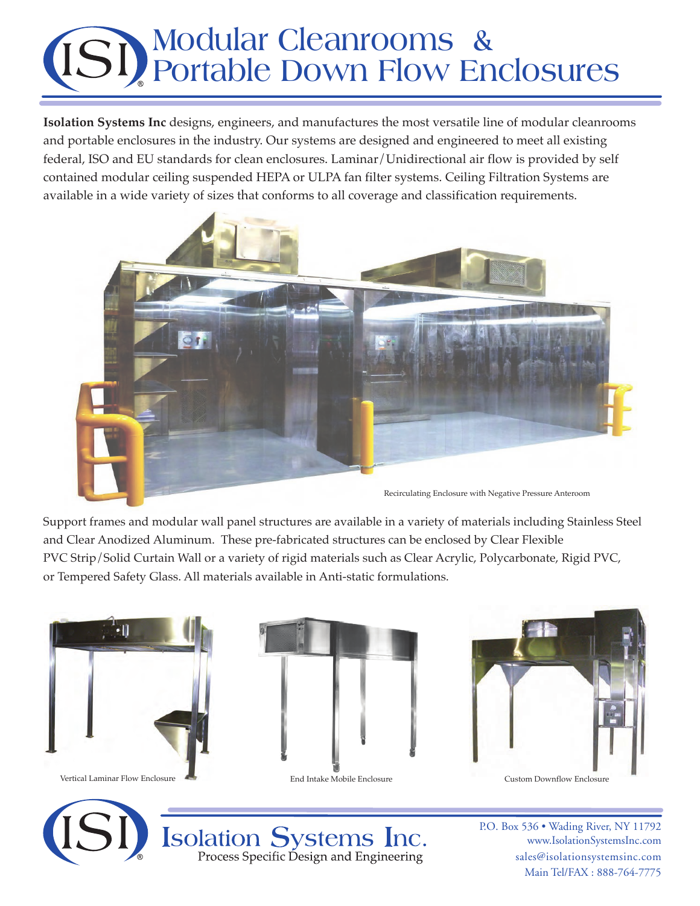# Modular Cleanrooms & Portable Down Flow Enclosures

**Isolation Systems Inc** designs, engineers, and manufactures the most versatile line of modular cleanrooms and portable enclosures in the industry. Our systems are designed and engineered to meet all existing federal, ISO and EU standards for clean enclosures. Laminar/Unidirectional air flow is provided by self contained modular ceiling suspended HEPA or ULPA fan filter systems. Ceiling Filtration Systems are available in a wide variety of sizes that conforms to all coverage and classification requirements.

Recirculating Enclosure with Negative Pressure Anteroom

Support frames and modular wall panel structures are available in a variety of materials including Stainless Steel and Clear Anodized Aluminum. These pre-fabricated structures can be enclosed by Clear Flexible PVC Strip/Solid Curtain Wall or a variety of rigid materials such as Clear Acrylic, Polycarbonate, Rigid PVC, or Tempered Safety Glass. All materials available in Anti-static formulations.

Vertical Laminar Flow Enclosure

End Intake Mobile Enclosure

Custom Downflow Enclosure

Isolation Systems Inc.
Process Specific Design and Engineering

P.O. Box 536 • Wading River, NY 11792
www.IsolationSystemsInc.com
sales@isolationsystemsinc.com
Main Tel/FAX : 888-764-7775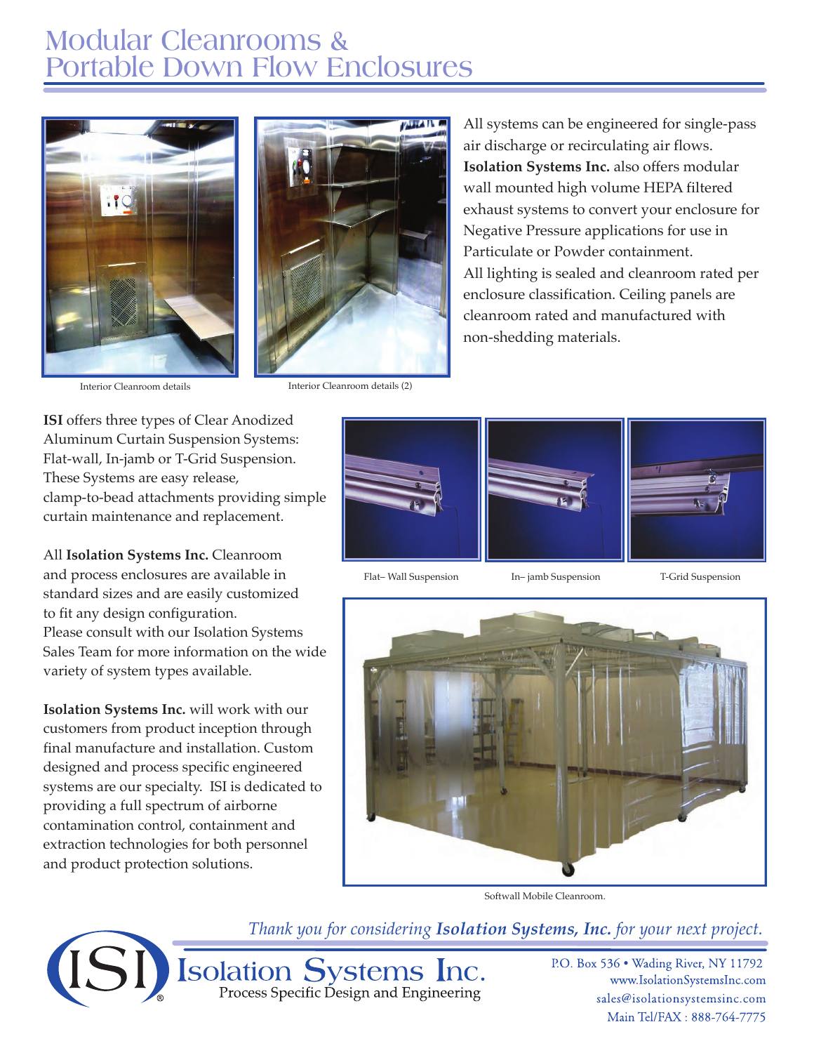# Modular Cleanrooms & Portable Down Flow Enclosures

Interior Cleanroom details

Interior Cleanroom details (2)

All systems can be engineered for single-pass air discharge or recirculating air flows. **Isolation Systems Inc.** also offers modular wall mounted high volume HEPA filtered exhaust systems to convert your enclosure for Negative Pressure applications for use in Particulate or Powder containment.
All lighting is sealed and cleanroom rated per enclosure classification. Ceiling panels are cleanroom rated and manufactured with non-shedding materials.

**ISI** offers three types of Clear Anodized Aluminum Curtain Suspension Systems: Flat-wall, In-jamb or T-Grid Suspension. These Systems are easy release, clamp-to-bead attachments providing simple curtain maintenance and replacement.

Flat– Wall Suspension

In– jamb Suspension

T-Grid Suspension

All **Isolation Systems Inc.** Cleanroom and process enclosures are available in standard sizes and are easily customized to fit any design configuration.
Please consult with our Isolation Systems Sales Team for more information on the wide variety of system types available.

**Isolation Systems Inc.** will work with our customers from product inception through final manufacture and installation. Custom designed and process specific engineered systems are our specialty. ISI is dedicated to providing a full spectrum of airborne contamination control, containment and extraction technologies for both personnel and product protection solutions.

Softwall Mobile Cleanroom.

*Thank you for considering **Isolation Systems, Inc.** for your next project.*

ISI®
Isolation Systems Inc.
Process Specific Design and Engineering

P.O. Box 536 • Wading River, NY 11792
www.IsolationSystemsInc.com
sales@isolationsystemsinc.com
Main Tel/FAX : 888-764-7775